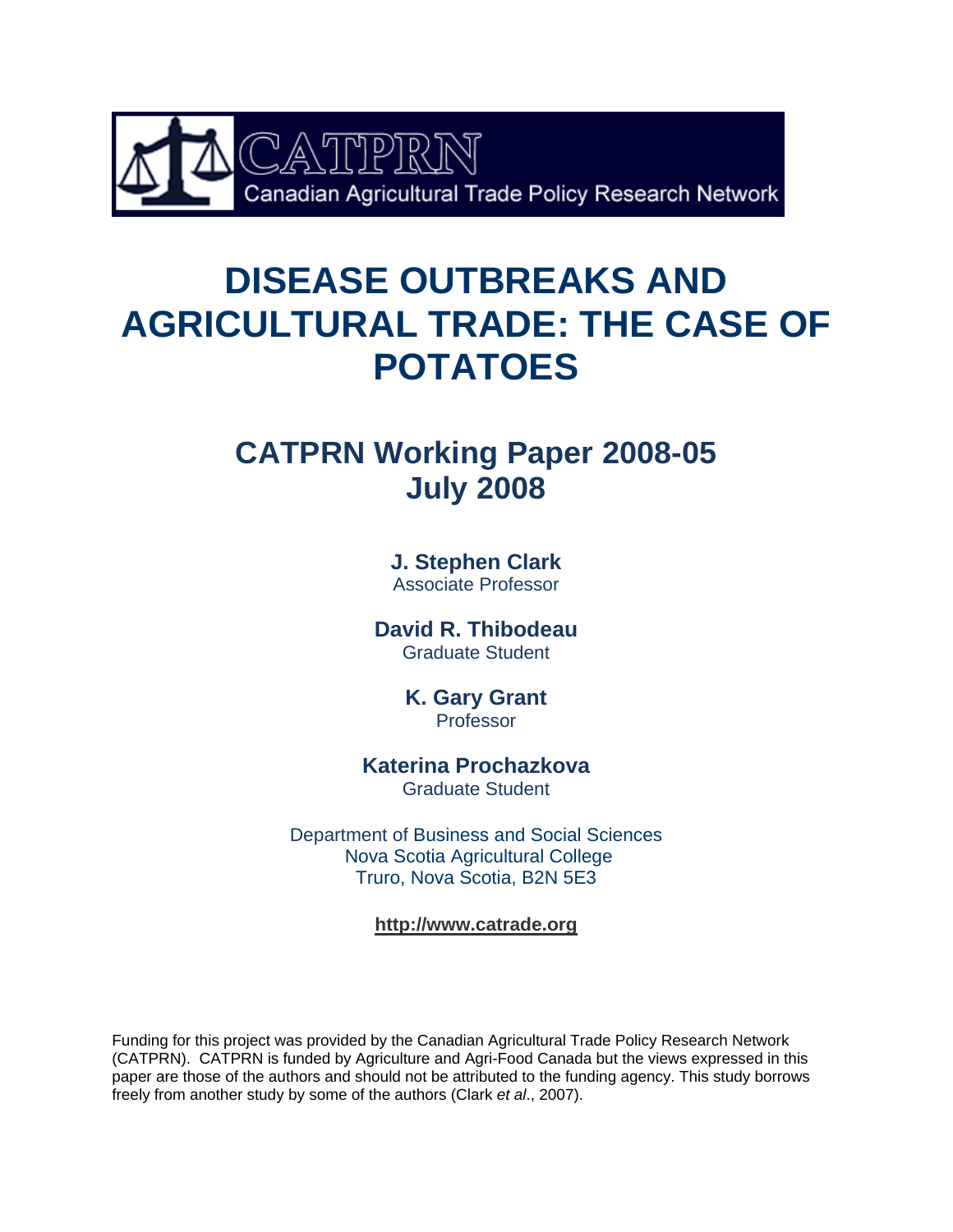CATPRN

Canadian Agricultural Trade Policy Research Network

# DISEASE OUTBREAKS AND AGRICULTURAL TRADE: THE CASE OF POTATOES

## CATPRN Working Paper 2008-05
## July 2008

**J. Stephen Clark**
Associate Professor

**David R. Thibodeau**
Graduate Student

**K. Gary Grant**
Professor

**Katerina Prochazkova**
Graduate Student

Department of Business and Social Sciences
Nova Scotia Agricultural College
Truro, Nova Scotia, B2N 5E3

**http://www.catrade.org**

Funding for this project was provided by the Canadian Agricultural Trade Policy Research Network (CATPRN). CATPRN is funded by Agriculture and Agri-Food Canada but the views expressed in this paper are those of the authors and should not be attributed to the funding agency. This study borrows freely from another study by some of the authors (Clark *et al*., 2007).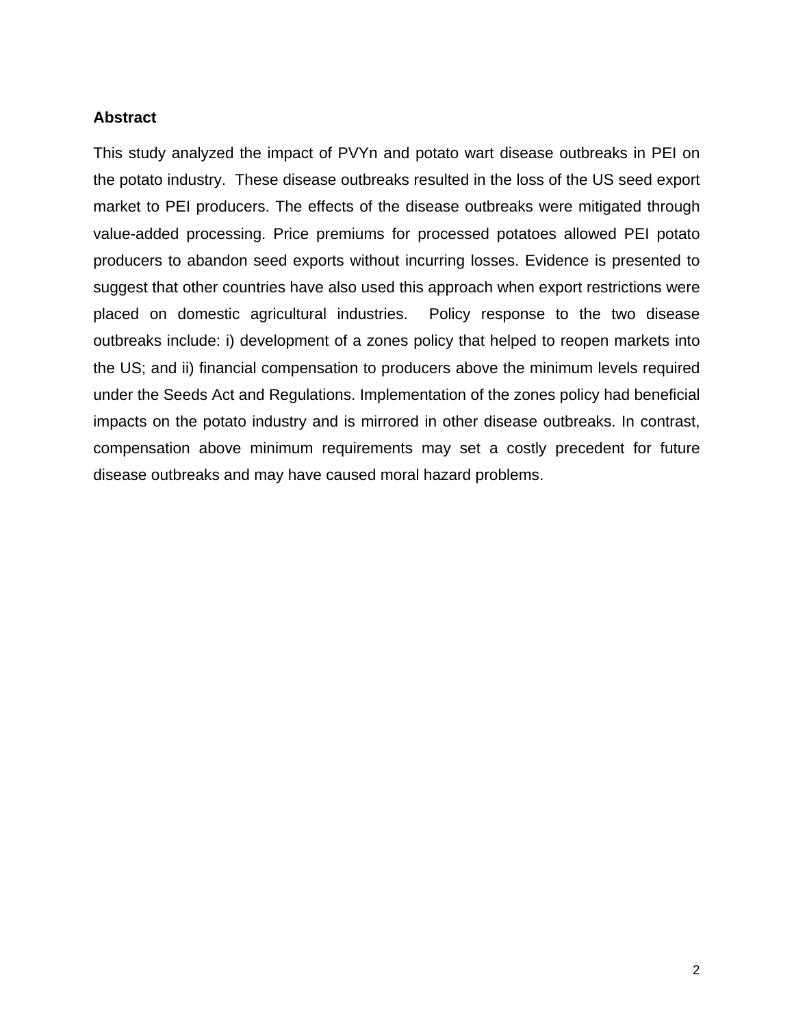## Abstract

This study analyzed the impact of PVYn and potato wart disease outbreaks in PEI on the potato industry. These disease outbreaks resulted in the loss of the US seed export market to PEI producers. The effects of the disease outbreaks were mitigated through value-added processing. Price premiums for processed potatoes allowed PEI potato producers to abandon seed exports without incurring losses. Evidence is presented to suggest that other countries have also used this approach when export restrictions were placed on domestic agricultural industries. Policy response to the two disease outbreaks include: i) development of a zones policy that helped to reopen markets into the US; and ii) financial compensation to producers above the minimum levels required under the Seeds Act and Regulations. Implementation of the zones policy had beneficial impacts on the potato industry and is mirrored in other disease outbreaks. In contrast, compensation above minimum requirements may set a costly precedent for future disease outbreaks and may have caused moral hazard problems.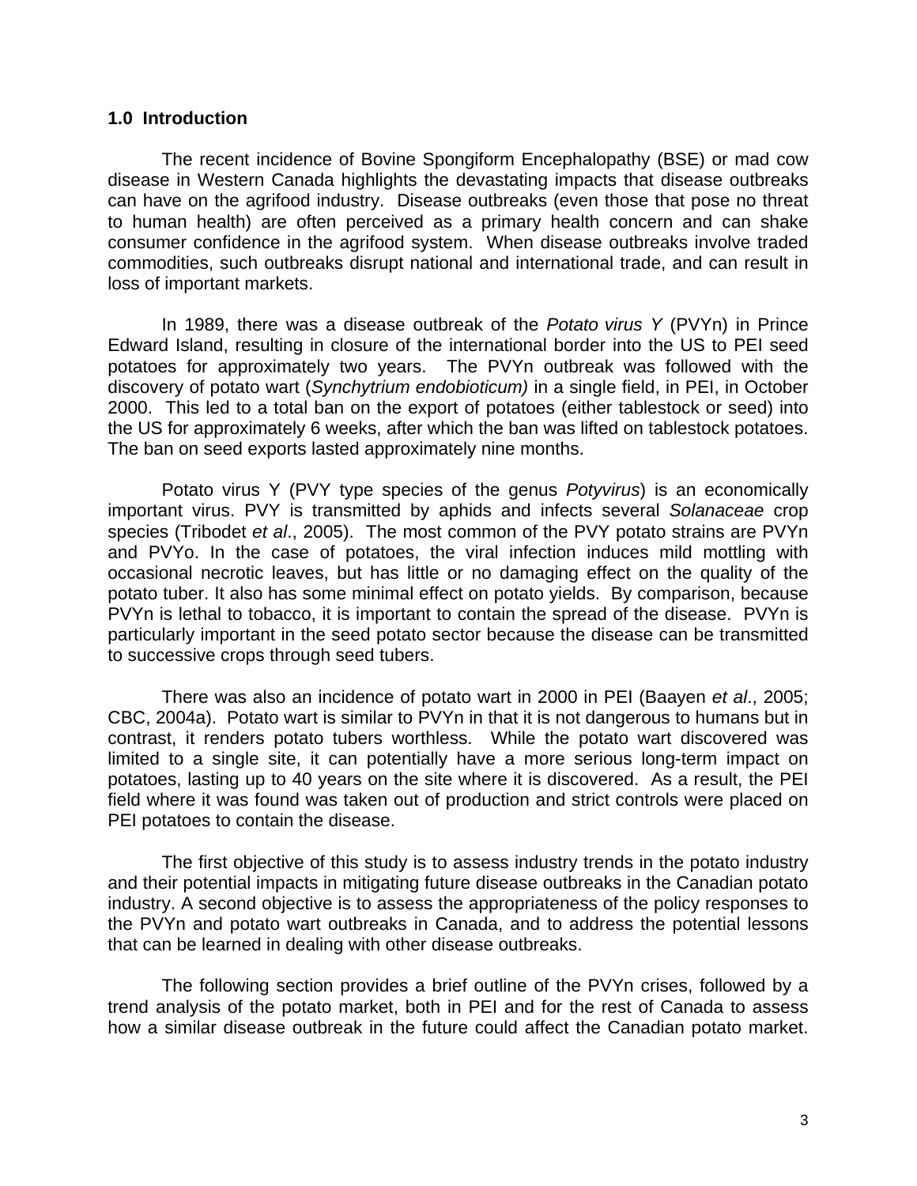## 1.0 Introduction

The recent incidence of Bovine Spongiform Encephalopathy (BSE) or mad cow disease in Western Canada highlights the devastating impacts that disease outbreaks can have on the agrifood industry. Disease outbreaks (even those that pose no threat to human health) are often perceived as a primary health concern and can shake consumer confidence in the agrifood system. When disease outbreaks involve traded commodities, such outbreaks disrupt national and international trade, and can result in loss of important markets.

In 1989, there was a disease outbreak of the *Potato virus Y* (PVYn) in Prince Edward Island, resulting in closure of the international border into the US to PEI seed potatoes for approximately two years. The PVYn outbreak was followed with the discovery of potato wart (*Synchytrium endobioticum)* in a single field, in PEI, in October 2000. This led to a total ban on the export of potatoes (either tablestock or seed) into the US for approximately 6 weeks, after which the ban was lifted on tablestock potatoes. The ban on seed exports lasted approximately nine months.

Potato virus Y (PVY type species of the genus *Potyvirus*) is an economically important virus. PVY is transmitted by aphids and infects several *Solanaceae* crop species (Tribodet *et al*., 2005). The most common of the PVY potato strains are PVYn and PVYo. In the case of potatoes, the viral infection induces mild mottling with occasional necrotic leaves, but has little or no damaging effect on the quality of the potato tuber. It also has some minimal effect on potato yields. By comparison, because PVYn is lethal to tobacco, it is important to contain the spread of the disease. PVYn is particularly important in the seed potato sector because the disease can be transmitted to successive crops through seed tubers.

There was also an incidence of potato wart in 2000 in PEI (Baayen *et al*., 2005; CBC, 2004a). Potato wart is similar to PVYn in that it is not dangerous to humans but in contrast, it renders potato tubers worthless. While the potato wart discovered was limited to a single site, it can potentially have a more serious long-term impact on potatoes, lasting up to 40 years on the site where it is discovered. As a result, the PEI field where it was found was taken out of production and strict controls were placed on PEI potatoes to contain the disease.

The first objective of this study is to assess industry trends in the potato industry and their potential impacts in mitigating future disease outbreaks in the Canadian potato industry. A second objective is to assess the appropriateness of the policy responses to the PVYn and potato wart outbreaks in Canada, and to address the potential lessons that can be learned in dealing with other disease outbreaks.

The following section provides a brief outline of the PVYn crises, followed by a trend analysis of the potato market, both in PEI and for the rest of Canada to assess how a similar disease outbreak in the future could affect the Canadian potato market.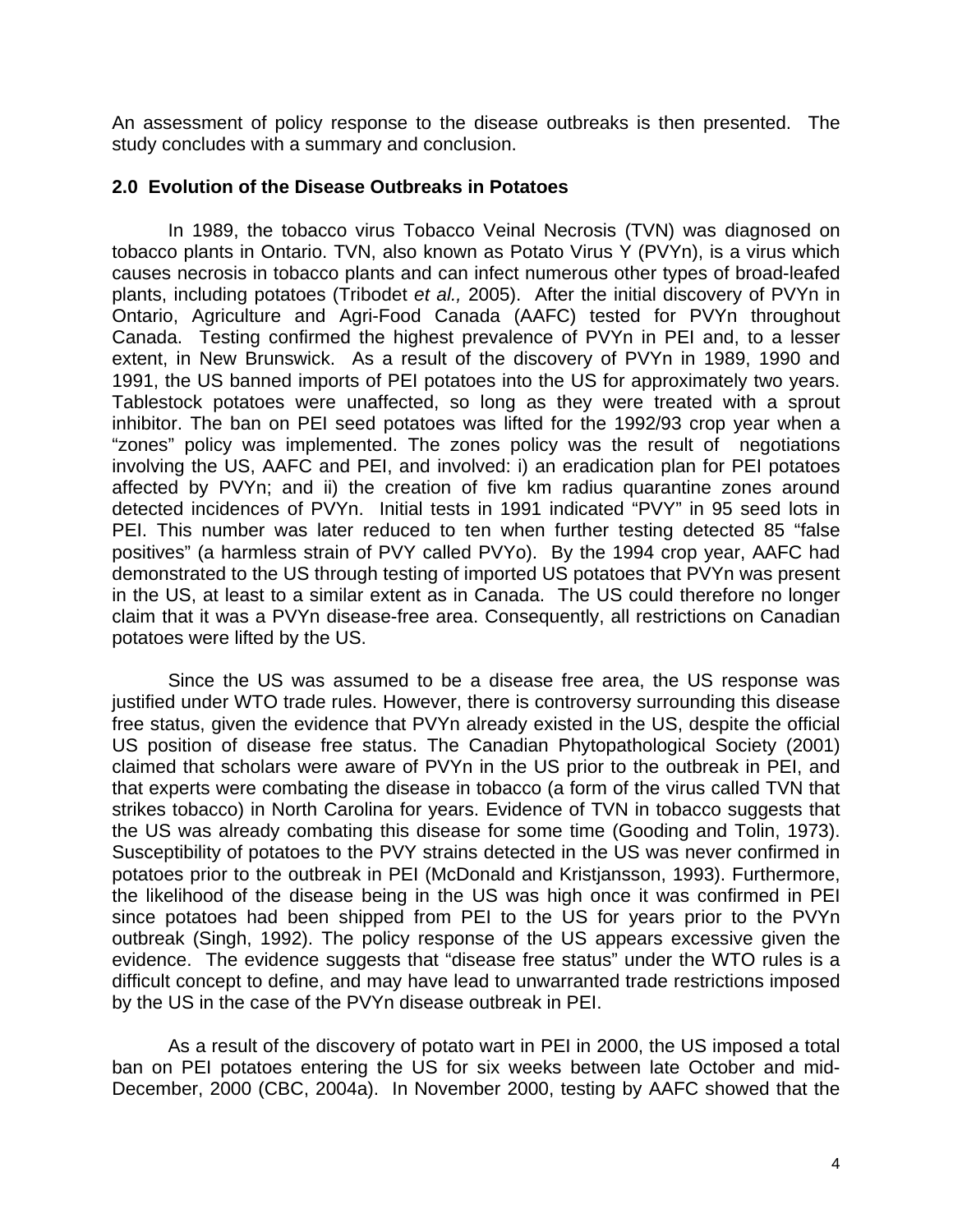An assessment of policy response to the disease outbreaks is then presented. The study concludes with a summary and conclusion.

## 2.0 Evolution of the Disease Outbreaks in Potatoes

In 1989, the tobacco virus Tobacco Veinal Necrosis (TVN) was diagnosed on tobacco plants in Ontario. TVN, also known as Potato Virus Y (PVYn), is a virus which causes necrosis in tobacco plants and can infect numerous other types of broad-leafed plants, including potatoes (Tribodet *et al.,* 2005). After the initial discovery of PVYn in Ontario, Agriculture and Agri-Food Canada (AAFC) tested for PVYn throughout Canada. Testing confirmed the highest prevalence of PVYn in PEI and, to a lesser extent, in New Brunswick. As a result of the discovery of PVYn in 1989, 1990 and 1991, the US banned imports of PEI potatoes into the US for approximately two years. Tablestock potatoes were unaffected, so long as they were treated with a sprout inhibitor. The ban on PEI seed potatoes was lifted for the 1992/93 crop year when a "zones" policy was implemented. The zones policy was the result of negotiations involving the US, AAFC and PEI, and involved: i) an eradication plan for PEI potatoes affected by PVYn; and ii) the creation of five km radius quarantine zones around detected incidences of PVYn. Initial tests in 1991 indicated "PVY" in 95 seed lots in PEI. This number was later reduced to ten when further testing detected 85 "false positives" (a harmless strain of PVY called PVYo). By the 1994 crop year, AAFC had demonstrated to the US through testing of imported US potatoes that PVYn was present in the US, at least to a similar extent as in Canada. The US could therefore no longer claim that it was a PVYn disease-free area. Consequently, all restrictions on Canadian potatoes were lifted by the US.

Since the US was assumed to be a disease free area, the US response was justified under WTO trade rules. However, there is controversy surrounding this disease free status, given the evidence that PVYn already existed in the US, despite the official US position of disease free status. The Canadian Phytopathological Society (2001) claimed that scholars were aware of PVYn in the US prior to the outbreak in PEI, and that experts were combating the disease in tobacco (a form of the virus called TVN that strikes tobacco) in North Carolina for years. Evidence of TVN in tobacco suggests that the US was already combating this disease for some time (Gooding and Tolin, 1973). Susceptibility of potatoes to the PVY strains detected in the US was never confirmed in potatoes prior to the outbreak in PEI (McDonald and Kristjansson, 1993). Furthermore, the likelihood of the disease being in the US was high once it was confirmed in PEI since potatoes had been shipped from PEI to the US for years prior to the PVYn outbreak (Singh, 1992). The policy response of the US appears excessive given the evidence. The evidence suggests that "disease free status" under the WTO rules is a difficult concept to define, and may have lead to unwarranted trade restrictions imposed by the US in the case of the PVYn disease outbreak in PEI.

As a result of the discovery of potato wart in PEI in 2000, the US imposed a total ban on PEI potatoes entering the US for six weeks between late October and mid-December, 2000 (CBC, 2004a). In November 2000, testing by AAFC showed that the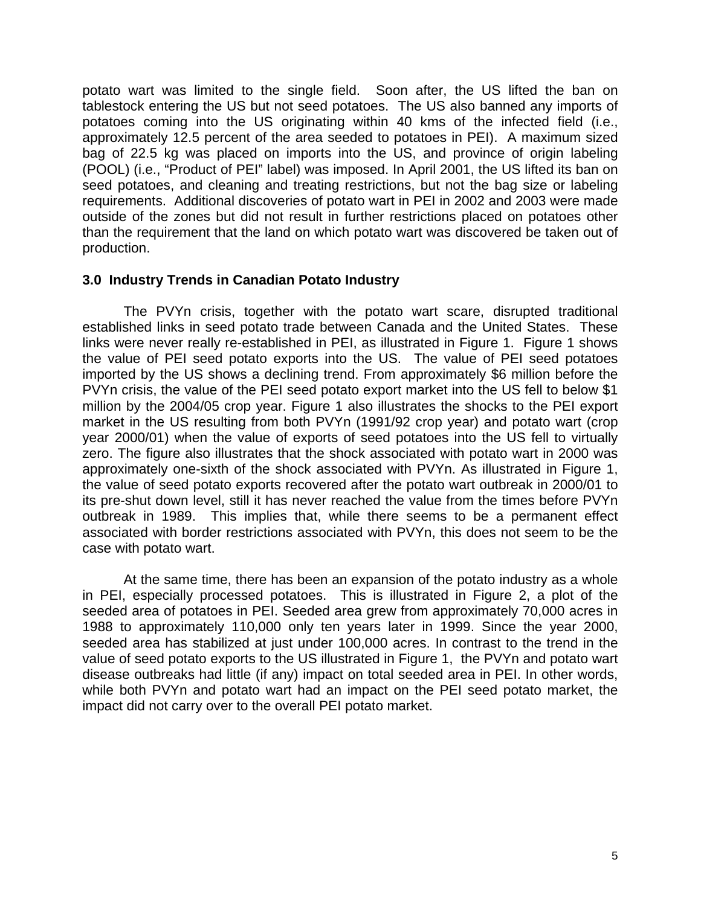potato wart was limited to the single field. Soon after, the US lifted the ban on tablestock entering the US but not seed potatoes. The US also banned any imports of potatoes coming into the US originating within 40 kms of the infected field (i.e., approximately 12.5 percent of the area seeded to potatoes in PEI). A maximum sized bag of 22.5 kg was placed on imports into the US, and province of origin labeling (POOL) (i.e., "Product of PEI" label) was imposed. In April 2001, the US lifted its ban on seed potatoes, and cleaning and treating restrictions, but not the bag size or labeling requirements. Additional discoveries of potato wart in PEI in 2002 and 2003 were made outside of the zones but did not result in further restrictions placed on potatoes other than the requirement that the land on which potato wart was discovered be taken out of production.

### 3.0 Industry Trends in Canadian Potato Industry

The PVYn crisis, together with the potato wart scare, disrupted traditional established links in seed potato trade between Canada and the United States. These links were never really re-established in PEI, as illustrated in Figure 1. Figure 1 shows the value of PEI seed potato exports into the US. The value of PEI seed potatoes imported by the US shows a declining trend. From approximately $6 million before the PVYn crisis, the value of the PEI seed potato export market into the US fell to below $1 million by the 2004/05 crop year. Figure 1 also illustrates the shocks to the PEI export market in the US resulting from both PVYn (1991/92 crop year) and potato wart (crop year 2000/01) when the value of exports of seed potatoes into the US fell to virtually zero. The figure also illustrates that the shock associated with potato wart in 2000 was approximately one-sixth of the shock associated with PVYn. As illustrated in Figure 1, the value of seed potato exports recovered after the potato wart outbreak in 2000/01 to its pre-shut down level, still it has never reached the value from the times before PVYn outbreak in 1989. This implies that, while there seems to be a permanent effect associated with border restrictions associated with PVYn, this does not seem to be the case with potato wart.

At the same time, there has been an expansion of the potato industry as a whole in PEI, especially processed potatoes. This is illustrated in Figure 2, a plot of the seeded area of potatoes in PEI. Seeded area grew from approximately 70,000 acres in 1988 to approximately 110,000 only ten years later in 1999. Since the year 2000, seeded area has stabilized at just under 100,000 acres. In contrast to the trend in the value of seed potato exports to the US illustrated in Figure 1, the PVYn and potato wart disease outbreaks had little (if any) impact on total seeded area in PEI. In other words, while both PVYn and potato wart had an impact on the PEI seed potato market, the impact did not carry over to the overall PEI potato market.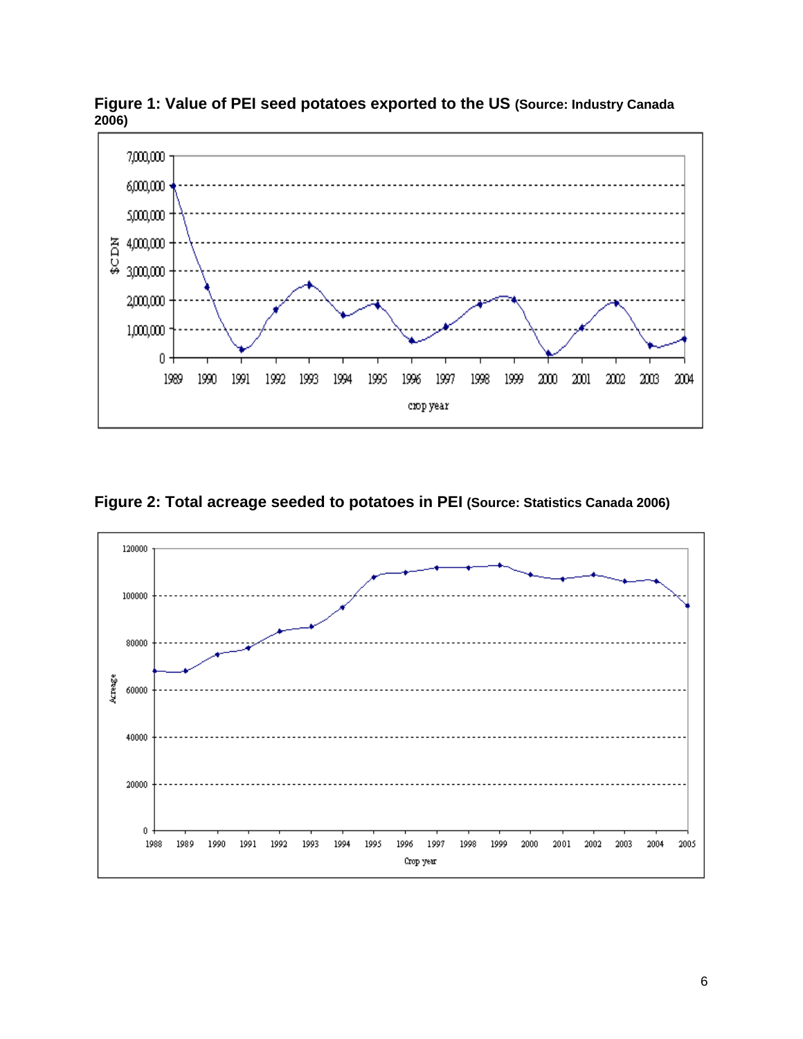**Figure 1: Value of PEI seed potatoes exported to the US** (Source: Industry Canada 2006)

**Figure 2: Total acreage seeded to potatoes in PEI** (Source: Statistics Canada 2006)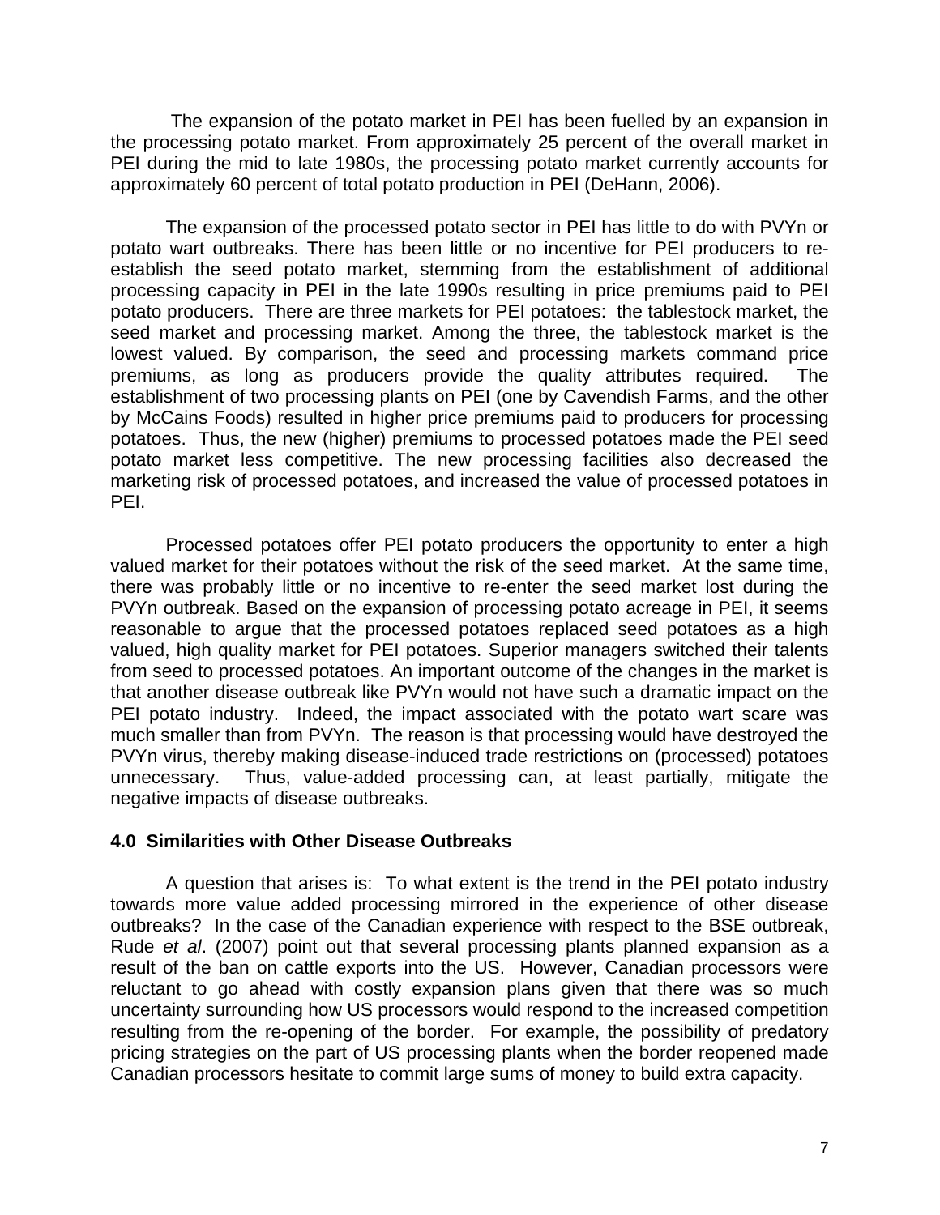The expansion of the potato market in PEI has been fuelled by an expansion in the processing potato market. From approximately 25 percent of the overall market in PEI during the mid to late 1980s, the processing potato market currently accounts for approximately 60 percent of total potato production in PEI (DeHann, 2006).

The expansion of the processed potato sector in PEI has little to do with PVYn or potato wart outbreaks. There has been little or no incentive for PEI producers to re-establish the seed potato market, stemming from the establishment of additional processing capacity in PEI in the late 1990s resulting in price premiums paid to PEI potato producers. There are three markets for PEI potatoes: the tablestock market, the seed market and processing market. Among the three, the tablestock market is the lowest valued. By comparison, the seed and processing markets command price premiums, as long as producers provide the quality attributes required. The establishment of two processing plants on PEI (one by Cavendish Farms, and the other by McCains Foods) resulted in higher price premiums paid to producers for processing potatoes. Thus, the new (higher) premiums to processed potatoes made the PEI seed potato market less competitive. The new processing facilities also decreased the marketing risk of processed potatoes, and increased the value of processed potatoes in PEI.

Processed potatoes offer PEI potato producers the opportunity to enter a high valued market for their potatoes without the risk of the seed market. At the same time, there was probably little or no incentive to re-enter the seed market lost during the PVYn outbreak. Based on the expansion of processing potato acreage in PEI, it seems reasonable to argue that the processed potatoes replaced seed potatoes as a high valued, high quality market for PEI potatoes. Superior managers switched their talents from seed to processed potatoes. An important outcome of the changes in the market is that another disease outbreak like PVYn would not have such a dramatic impact on the PEI potato industry. Indeed, the impact associated with the potato wart scare was much smaller than from PVYn. The reason is that processing would have destroyed the PVYn virus, thereby making disease-induced trade restrictions on (processed) potatoes unnecessary. Thus, value-added processing can, at least partially, mitigate the negative impacts of disease outbreaks.

## 4.0 Similarities with Other Disease Outbreaks

A question that arises is: To what extent is the trend in the PEI potato industry towards more value added processing mirrored in the experience of other disease outbreaks? In the case of the Canadian experience with respect to the BSE outbreak, Rude *et al*. (2007) point out that several processing plants planned expansion as a result of the ban on cattle exports into the US. However, Canadian processors were reluctant to go ahead with costly expansion plans given that there was so much uncertainty surrounding how US processors would respond to the increased competition resulting from the re-opening of the border. For example, the possibility of predatory pricing strategies on the part of US processing plants when the border reopened made Canadian processors hesitate to commit large sums of money to build extra capacity.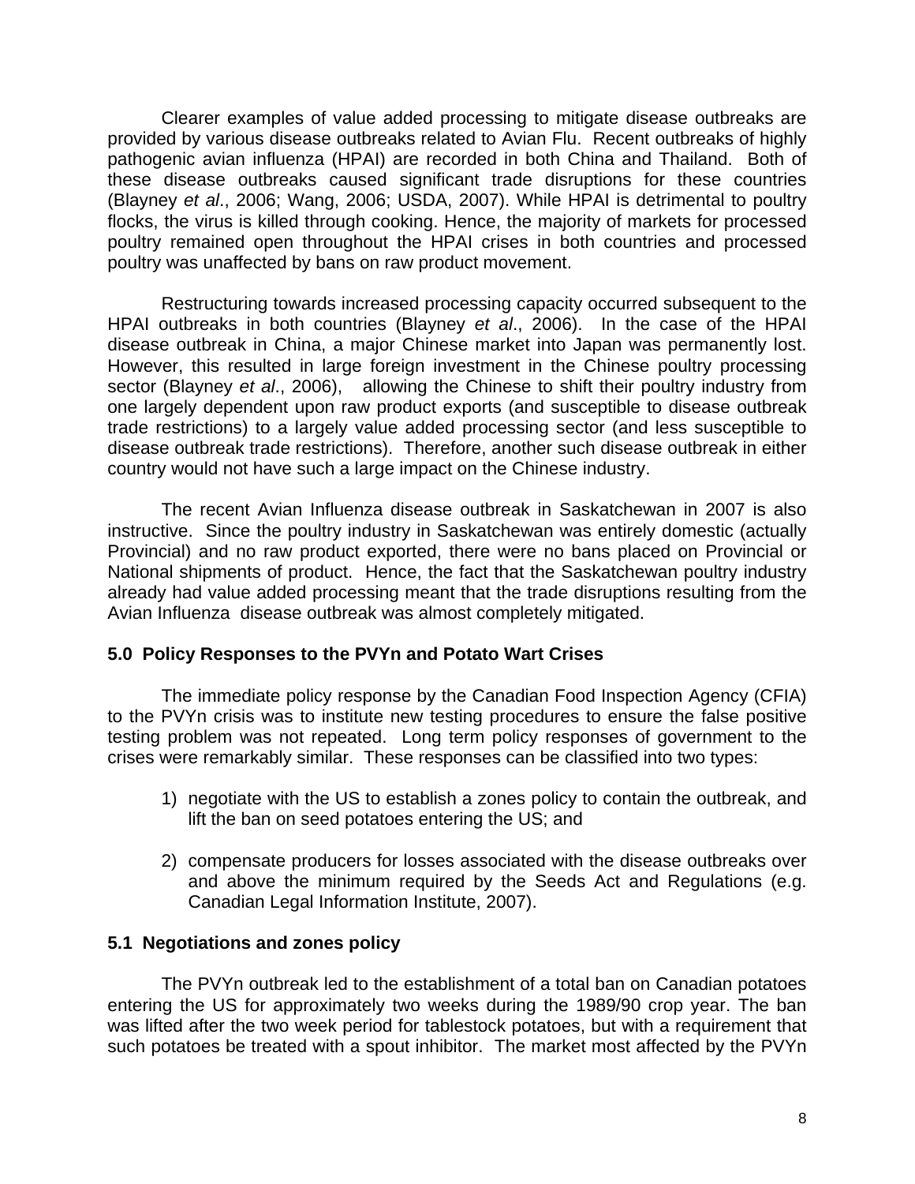Clearer examples of value added processing to mitigate disease outbreaks are provided by various disease outbreaks related to Avian Flu. Recent outbreaks of highly pathogenic avian influenza (HPAI) are recorded in both China and Thailand. Both of these disease outbreaks caused significant trade disruptions for these countries (Blayney *et al*., 2006; Wang, 2006; USDA, 2007). While HPAI is detrimental to poultry flocks, the virus is killed through cooking. Hence, the majority of markets for processed poultry remained open throughout the HPAI crises in both countries and processed poultry was unaffected by bans on raw product movement.

Restructuring towards increased processing capacity occurred subsequent to the HPAI outbreaks in both countries (Blayney *et al*., 2006). In the case of the HPAI disease outbreak in China, a major Chinese market into Japan was permanently lost. However, this resulted in large foreign investment in the Chinese poultry processing sector (Blayney *et al*., 2006), allowing the Chinese to shift their poultry industry from one largely dependent upon raw product exports (and susceptible to disease outbreak trade restrictions) to a largely value added processing sector (and less susceptible to disease outbreak trade restrictions). Therefore, another such disease outbreak in either country would not have such a large impact on the Chinese industry.

The recent Avian Influenza disease outbreak in Saskatchewan in 2007 is also instructive. Since the poultry industry in Saskatchewan was entirely domestic (actually Provincial) and no raw product exported, there were no bans placed on Provincial or National shipments of product. Hence, the fact that the Saskatchewan poultry industry already had value added processing meant that the trade disruptions resulting from the Avian Influenza disease outbreak was almost completely mitigated.

## 5.0 Policy Responses to the PVYn and Potato Wart Crises

The immediate policy response by the Canadian Food Inspection Agency (CFIA) to the PVYn crisis was to institute new testing procedures to ensure the false positive testing problem was not repeated. Long term policy responses of government to the crises were remarkably similar. These responses can be classified into two types:

1) negotiate with the US to establish a zones policy to contain the outbreak, and lift the ban on seed potatoes entering the US; and

2) compensate producers for losses associated with the disease outbreaks over and above the minimum required by the Seeds Act and Regulations (e.g. Canadian Legal Information Institute, 2007).

### 5.1 Negotiations and zones policy

The PVYn outbreak led to the establishment of a total ban on Canadian potatoes entering the US for approximately two weeks during the 1989/90 crop year. The ban was lifted after the two week period for tablestock potatoes, but with a requirement that such potatoes be treated with a spout inhibitor. The market most affected by the PVYn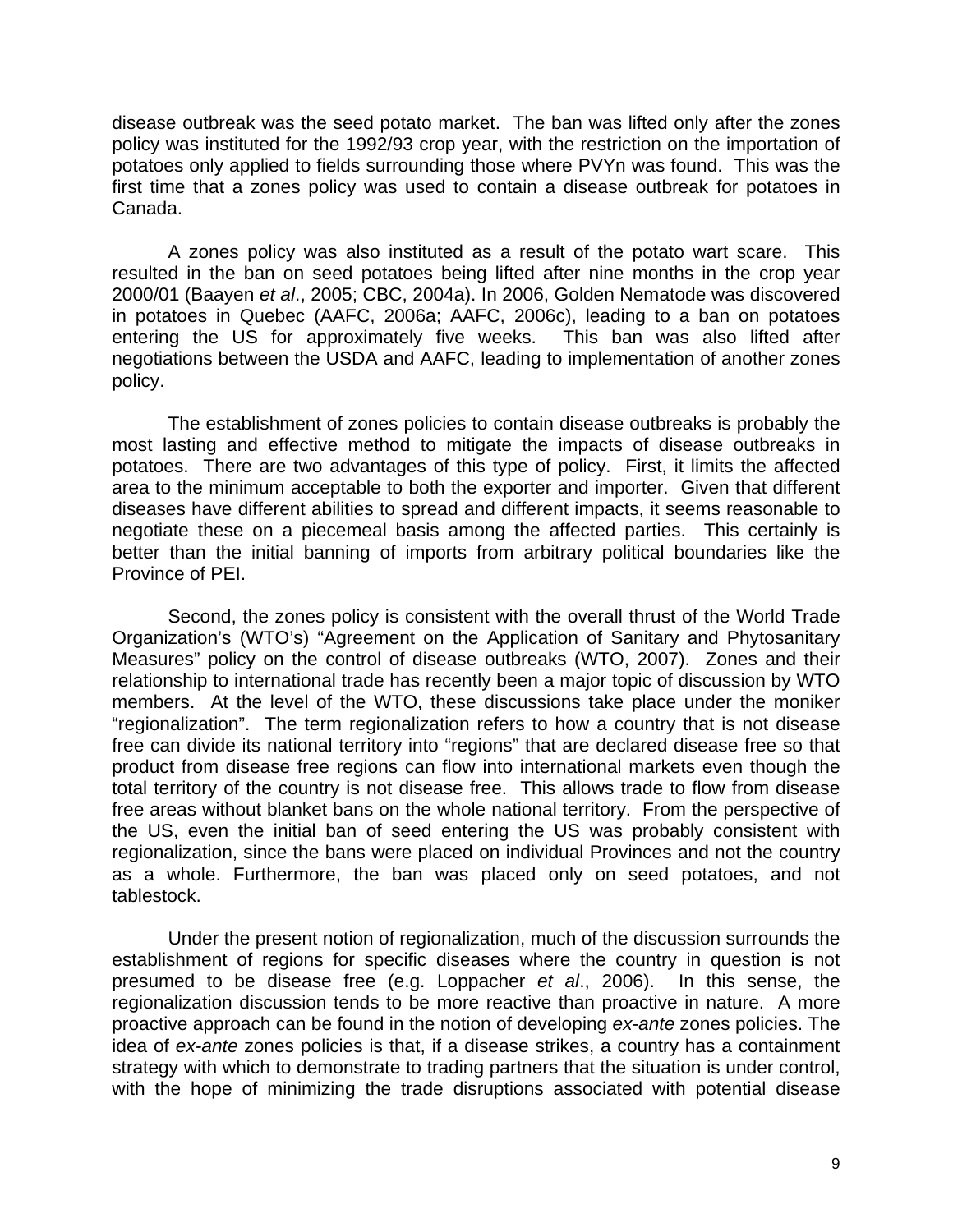disease outbreak was the seed potato market. The ban was lifted only after the zones policy was instituted for the 1992/93 crop year, with the restriction on the importation of potatoes only applied to fields surrounding those where PVYn was found. This was the first time that a zones policy was used to contain a disease outbreak for potatoes in Canada.

A zones policy was also instituted as a result of the potato wart scare. This resulted in the ban on seed potatoes being lifted after nine months in the crop year 2000/01 (Baayen *et al*., 2005; CBC, 2004a). In 2006, Golden Nematode was discovered in potatoes in Quebec (AAFC, 2006a; AAFC, 2006c), leading to a ban on potatoes entering the US for approximately five weeks. This ban was also lifted after negotiations between the USDA and AAFC, leading to implementation of another zones policy.

The establishment of zones policies to contain disease outbreaks is probably the most lasting and effective method to mitigate the impacts of disease outbreaks in potatoes. There are two advantages of this type of policy. First, it limits the affected area to the minimum acceptable to both the exporter and importer. Given that different diseases have different abilities to spread and different impacts, it seems reasonable to negotiate these on a piecemeal basis among the affected parties. This certainly is better than the initial banning of imports from arbitrary political boundaries like the Province of PEI.

Second, the zones policy is consistent with the overall thrust of the World Trade Organization's (WTO's) "Agreement on the Application of Sanitary and Phytosanitary Measures" policy on the control of disease outbreaks (WTO, 2007). Zones and their relationship to international trade has recently been a major topic of discussion by WTO members. At the level of the WTO, these discussions take place under the moniker "regionalization". The term regionalization refers to how a country that is not disease free can divide its national territory into "regions" that are declared disease free so that product from disease free regions can flow into international markets even though the total territory of the country is not disease free. This allows trade to flow from disease free areas without blanket bans on the whole national territory. From the perspective of the US, even the initial ban of seed entering the US was probably consistent with regionalization, since the bans were placed on individual Provinces and not the country as a whole. Furthermore, the ban was placed only on seed potatoes, and not tablestock.

Under the present notion of regionalization, much of the discussion surrounds the establishment of regions for specific diseases where the country in question is not presumed to be disease free (e.g. Loppacher *et al*., 2006). In this sense, the regionalization discussion tends to be more reactive than proactive in nature. A more proactive approach can be found in the notion of developing *ex-ante* zones policies. The idea of *ex-ante* zones policies is that, if a disease strikes, a country has a containment strategy with which to demonstrate to trading partners that the situation is under control, with the hope of minimizing the trade disruptions associated with potential disease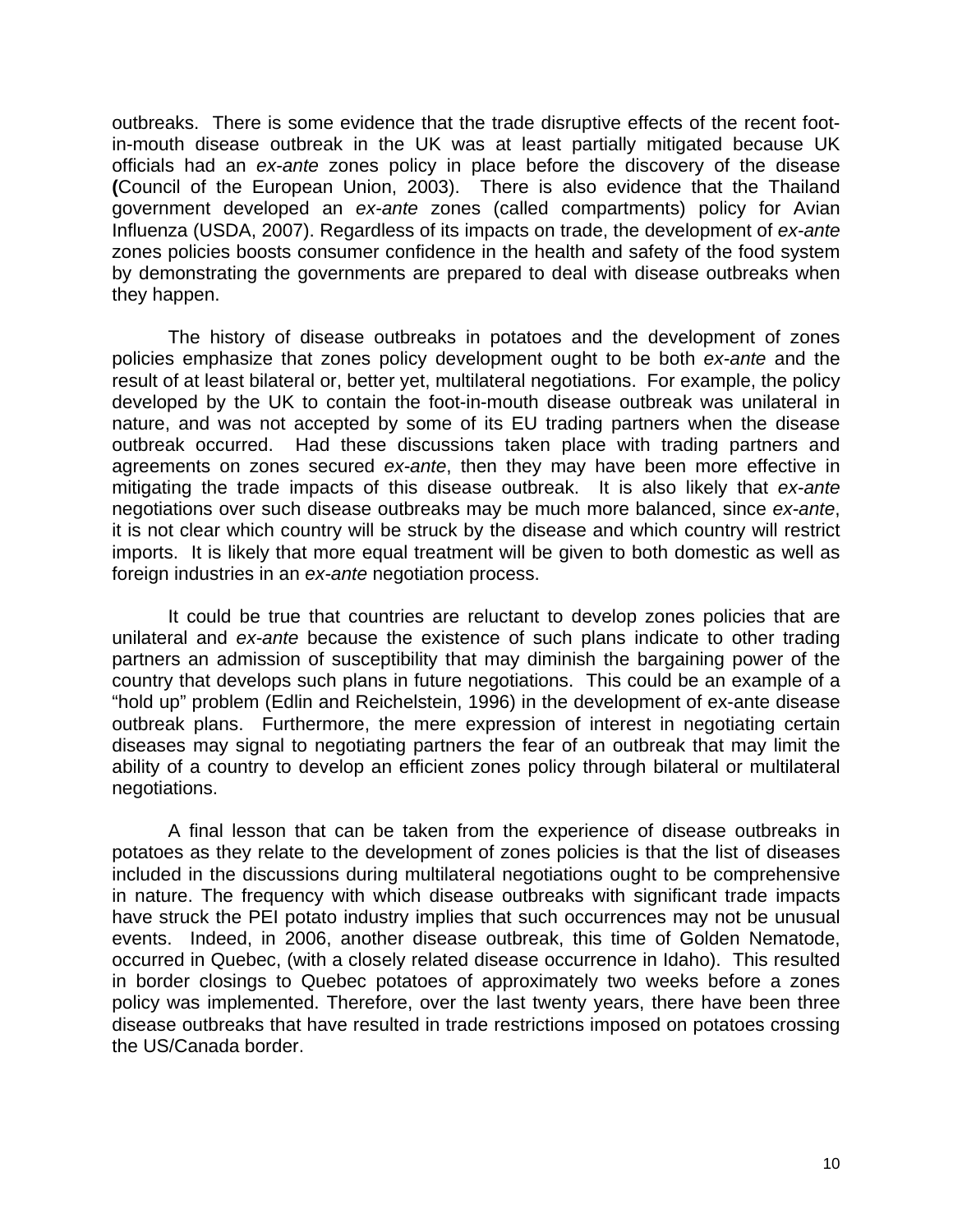outbreaks. There is some evidence that the trade disruptive effects of the recent foot-in-mouth disease outbreak in the UK was at least partially mitigated because UK officials had an *ex-ante* zones policy in place before the discovery of the disease (Council of the European Union, 2003). There is also evidence that the Thailand government developed an *ex-ante* zones (called compartments) policy for Avian Influenza (USDA, 2007). Regardless of its impacts on trade, the development of *ex-ante* zones policies boosts consumer confidence in the health and safety of the food system by demonstrating the governments are prepared to deal with disease outbreaks when they happen.

The history of disease outbreaks in potatoes and the development of zones policies emphasize that zones policy development ought to be both *ex-ante* and the result of at least bilateral or, better yet, multilateral negotiations. For example, the policy developed by the UK to contain the foot-in-mouth disease outbreak was unilateral in nature, and was not accepted by some of its EU trading partners when the disease outbreak occurred. Had these discussions taken place with trading partners and agreements on zones secured *ex-ante*, then they may have been more effective in mitigating the trade impacts of this disease outbreak. It is also likely that *ex-ante* negotiations over such disease outbreaks may be much more balanced, since *ex-ante*, it is not clear which country will be struck by the disease and which country will restrict imports. It is likely that more equal treatment will be given to both domestic as well as foreign industries in an *ex-ante* negotiation process.

It could be true that countries are reluctant to develop zones policies that are unilateral and *ex-ante* because the existence of such plans indicate to other trading partners an admission of susceptibility that may diminish the bargaining power of the country that develops such plans in future negotiations. This could be an example of a "hold up" problem (Edlin and Reichelstein, 1996) in the development of ex-ante disease outbreak plans. Furthermore, the mere expression of interest in negotiating certain diseases may signal to negotiating partners the fear of an outbreak that may limit the ability of a country to develop an efficient zones policy through bilateral or multilateral negotiations.

A final lesson that can be taken from the experience of disease outbreaks in potatoes as they relate to the development of zones policies is that the list of diseases included in the discussions during multilateral negotiations ought to be comprehensive in nature. The frequency with which disease outbreaks with significant trade impacts have struck the PEI potato industry implies that such occurrences may not be unusual events. Indeed, in 2006, another disease outbreak, this time of Golden Nematode, occurred in Quebec, (with a closely related disease occurrence in Idaho). This resulted in border closings to Quebec potatoes of approximately two weeks before a zones policy was implemented. Therefore, over the last twenty years, there have been three disease outbreaks that have resulted in trade restrictions imposed on potatoes crossing the US/Canada border.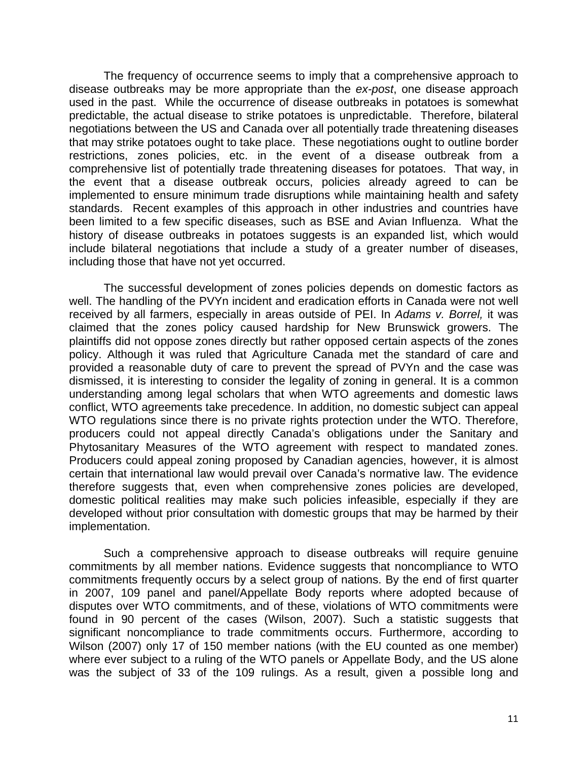The frequency of occurrence seems to imply that a comprehensive approach to disease outbreaks may be more appropriate than the *ex-post*, one disease approach used in the past. While the occurrence of disease outbreaks in potatoes is somewhat predictable, the actual disease to strike potatoes is unpredictable. Therefore, bilateral negotiations between the US and Canada over all potentially trade threatening diseases that may strike potatoes ought to take place. These negotiations ought to outline border restrictions, zones policies, etc. in the event of a disease outbreak from a comprehensive list of potentially trade threatening diseases for potatoes. That way, in the event that a disease outbreak occurs, policies already agreed to can be implemented to ensure minimum trade disruptions while maintaining health and safety standards. Recent examples of this approach in other industries and countries have been limited to a few specific diseases, such as BSE and Avian Influenza. What the history of disease outbreaks in potatoes suggests is an expanded list, which would include bilateral negotiations that include a study of a greater number of diseases, including those that have not yet occurred.

The successful development of zones policies depends on domestic factors as well. The handling of the PVYn incident and eradication efforts in Canada were not well received by all farmers, especially in areas outside of PEI. In *Adams v. Borrel,* it was claimed that the zones policy caused hardship for New Brunswick growers. The plaintiffs did not oppose zones directly but rather opposed certain aspects of the zones policy. Although it was ruled that Agriculture Canada met the standard of care and provided a reasonable duty of care to prevent the spread of PVYn and the case was dismissed, it is interesting to consider the legality of zoning in general. It is a common understanding among legal scholars that when WTO agreements and domestic laws conflict, WTO agreements take precedence. In addition, no domestic subject can appeal WTO regulations since there is no private rights protection under the WTO. Therefore, producers could not appeal directly Canada's obligations under the Sanitary and Phytosanitary Measures of the WTO agreement with respect to mandated zones. Producers could appeal zoning proposed by Canadian agencies, however, it is almost certain that international law would prevail over Canada's normative law. The evidence therefore suggests that, even when comprehensive zones policies are developed, domestic political realities may make such policies infeasible, especially if they are developed without prior consultation with domestic groups that may be harmed by their implementation.

Such a comprehensive approach to disease outbreaks will require genuine commitments by all member nations. Evidence suggests that noncompliance to WTO commitments frequently occurs by a select group of nations. By the end of first quarter in 2007, 109 panel and panel/Appellate Body reports where adopted because of disputes over WTO commitments, and of these, violations of WTO commitments were found in 90 percent of the cases (Wilson, 2007). Such a statistic suggests that significant noncompliance to trade commitments occurs. Furthermore, according to Wilson (2007) only 17 of 150 member nations (with the EU counted as one member) where ever subject to a ruling of the WTO panels or Appellate Body, and the US alone was the subject of 33 of the 109 rulings. As a result, given a possible long and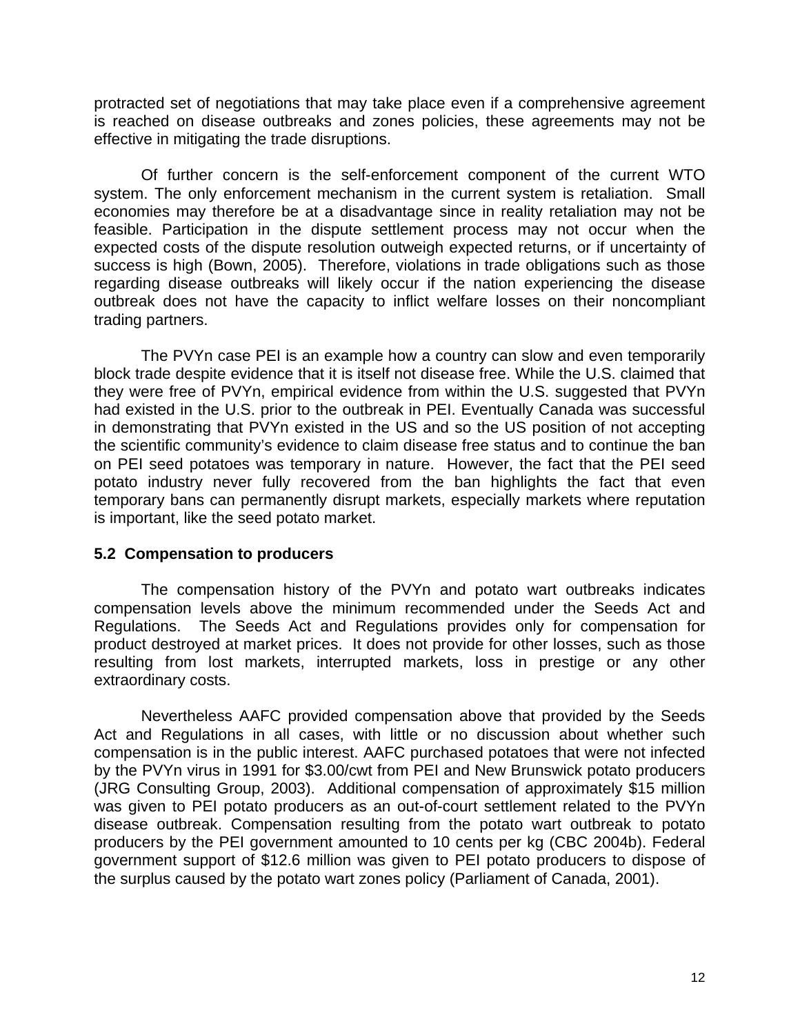protracted set of negotiations that may take place even if a comprehensive agreement is reached on disease outbreaks and zones policies, these agreements may not be effective in mitigating the trade disruptions.

Of further concern is the self-enforcement component of the current WTO system. The only enforcement mechanism in the current system is retaliation. Small economies may therefore be at a disadvantage since in reality retaliation may not be feasible. Participation in the dispute settlement process may not occur when the expected costs of the dispute resolution outweigh expected returns, or if uncertainty of success is high (Bown, 2005). Therefore, violations in trade obligations such as those regarding disease outbreaks will likely occur if the nation experiencing the disease outbreak does not have the capacity to inflict welfare losses on their noncompliant trading partners.

The PVYn case PEI is an example how a country can slow and even temporarily block trade despite evidence that it is itself not disease free. While the U.S. claimed that they were free of PVYn, empirical evidence from within the U.S. suggested that PVYn had existed in the U.S. prior to the outbreak in PEI. Eventually Canada was successful in demonstrating that PVYn existed in the US and so the US position of not accepting the scientific community's evidence to claim disease free status and to continue the ban on PEI seed potatoes was temporary in nature. However, the fact that the PEI seed potato industry never fully recovered from the ban highlights the fact that even temporary bans can permanently disrupt markets, especially markets where reputation is important, like the seed potato market.

### 5.2 Compensation to producers

The compensation history of the PVYn and potato wart outbreaks indicates compensation levels above the minimum recommended under the Seeds Act and Regulations. The Seeds Act and Regulations provides only for compensation for product destroyed at market prices. It does not provide for other losses, such as those resulting from lost markets, interrupted markets, loss in prestige or any other extraordinary costs.

Nevertheless AAFC provided compensation above that provided by the Seeds Act and Regulations in all cases, with little or no discussion about whether such compensation is in the public interest. AAFC purchased potatoes that were not infected by the PVYn virus in 1991 for $3.00/cwt from PEI and New Brunswick potato producers (JRG Consulting Group, 2003). Additional compensation of approximately $15 million was given to PEI potato producers as an out-of-court settlement related to the PVYn disease outbreak. Compensation resulting from the potato wart outbreak to potato producers by the PEI government amounted to 10 cents per kg (CBC 2004b). Federal government support of $12.6 million was given to PEI potato producers to dispose of the surplus caused by the potato wart zones policy (Parliament of Canada, 2001).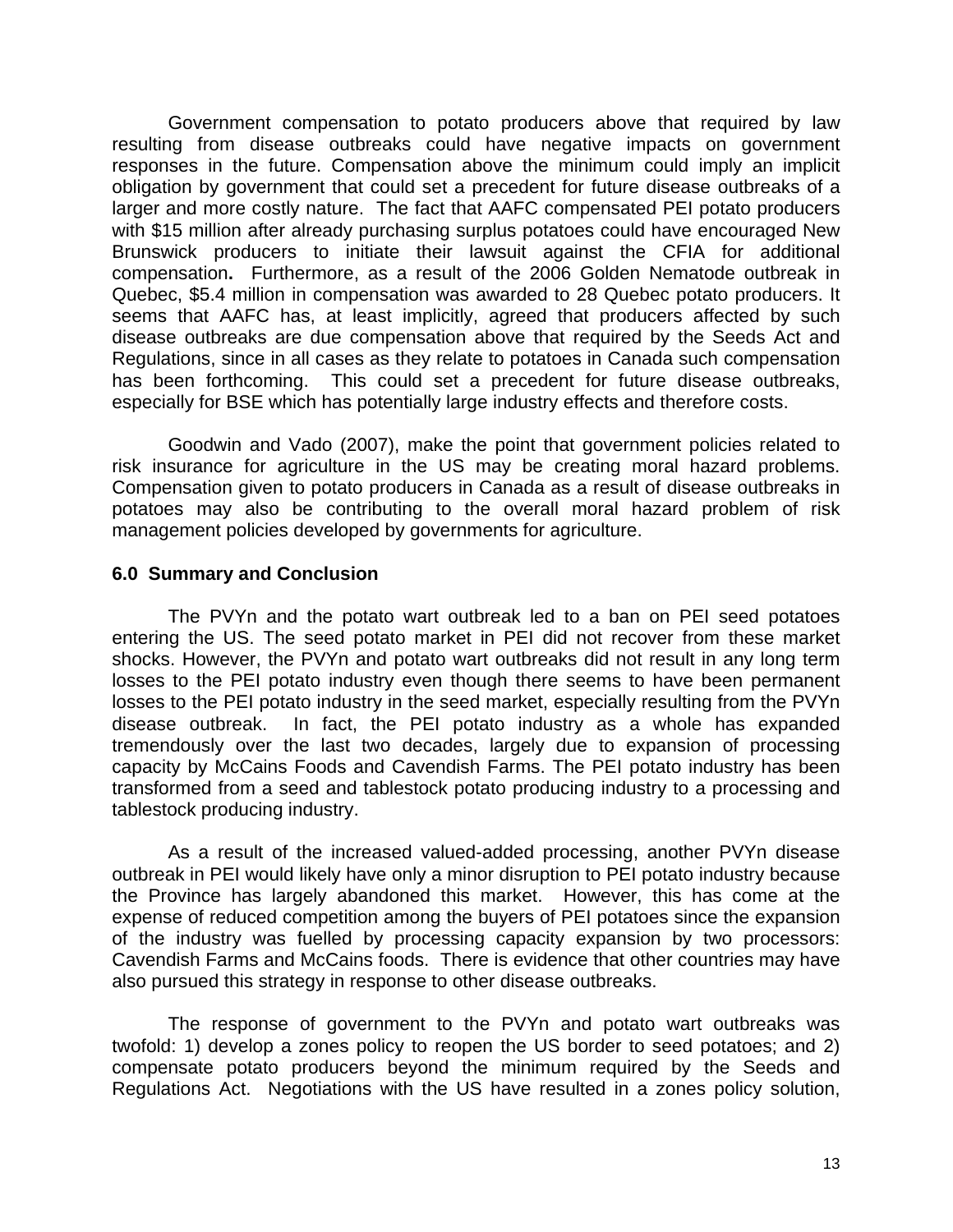Government compensation to potato producers above that required by law resulting from disease outbreaks could have negative impacts on government responses in the future. Compensation above the minimum could imply an implicit obligation by government that could set a precedent for future disease outbreaks of a larger and more costly nature. The fact that AAFC compensated PEI potato producers with $15 million after already purchasing surplus potatoes could have encouraged New Brunswick producers to initiate their lawsuit against the CFIA for additional compensation**.** Furthermore, as a result of the 2006 Golden Nematode outbreak in Quebec, $5.4 million in compensation was awarded to 28 Quebec potato producers. It seems that AAFC has, at least implicitly, agreed that producers affected by such disease outbreaks are due compensation above that required by the Seeds Act and Regulations, since in all cases as they relate to potatoes in Canada such compensation has been forthcoming. This could set a precedent for future disease outbreaks, especially for BSE which has potentially large industry effects and therefore costs.

Goodwin and Vado (2007), make the point that government policies related to risk insurance for agriculture in the US may be creating moral hazard problems. Compensation given to potato producers in Canada as a result of disease outbreaks in potatoes may also be contributing to the overall moral hazard problem of risk management policies developed by governments for agriculture.

## 6.0 Summary and Conclusion

The PVYn and the potato wart outbreak led to a ban on PEI seed potatoes entering the US. The seed potato market in PEI did not recover from these market shocks. However, the PVYn and potato wart outbreaks did not result in any long term losses to the PEI potato industry even though there seems to have been permanent losses to the PEI potato industry in the seed market, especially resulting from the PVYn disease outbreak. In fact, the PEI potato industry as a whole has expanded tremendously over the last two decades, largely due to expansion of processing capacity by McCains Foods and Cavendish Farms. The PEI potato industry has been transformed from a seed and tablestock potato producing industry to a processing and tablestock producing industry.

As a result of the increased valued-added processing, another PVYn disease outbreak in PEI would likely have only a minor disruption to PEI potato industry because the Province has largely abandoned this market. However, this has come at the expense of reduced competition among the buyers of PEI potatoes since the expansion of the industry was fuelled by processing capacity expansion by two processors: Cavendish Farms and McCains foods. There is evidence that other countries may have also pursued this strategy in response to other disease outbreaks.

The response of government to the PVYn and potato wart outbreaks was twofold: 1) develop a zones policy to reopen the US border to seed potatoes; and 2) compensate potato producers beyond the minimum required by the Seeds and Regulations Act. Negotiations with the US have resulted in a zones policy solution,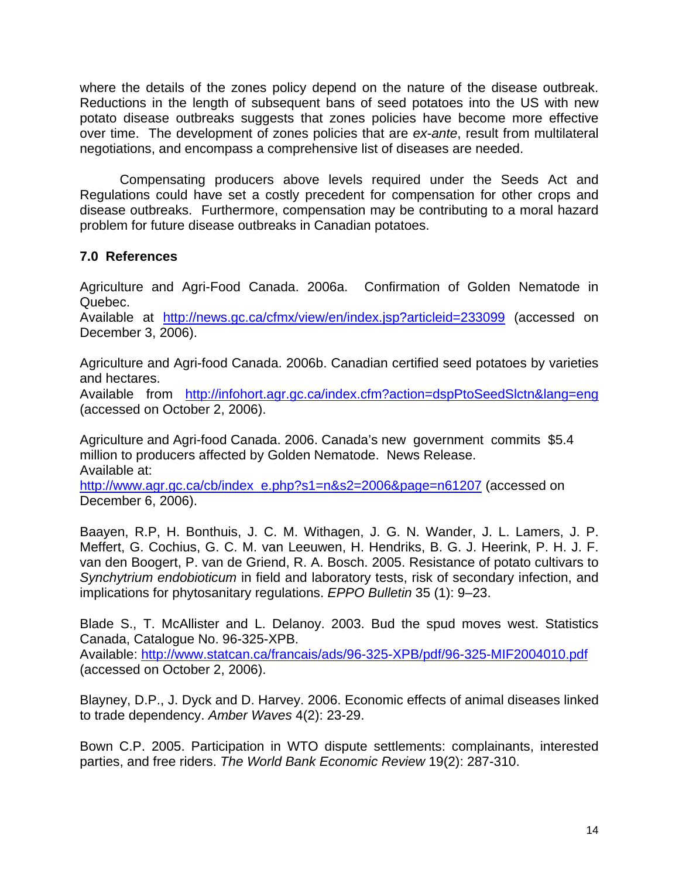where the details of the zones policy depend on the nature of the disease outbreak. Reductions in the length of subsequent bans of seed potatoes into the US with new potato disease outbreaks suggests that zones policies have become more effective over time. The development of zones policies that are *ex-ante*, result from multilateral negotiations, and encompass a comprehensive list of diseases are needed.

Compensating producers above levels required under the Seeds Act and Regulations could have set a costly precedent for compensation for other crops and disease outbreaks. Furthermore, compensation may be contributing to a moral hazard problem for future disease outbreaks in Canadian potatoes.

## 7.0 References

Agriculture and Agri-Food Canada. 2006a. Confirmation of Golden Nematode in Quebec.
Available at http://news.gc.ca/cfmx/view/en/index.jsp?articleid=233099 (accessed on December 3, 2006).

Agriculture and Agri-food Canada. 2006b. Canadian certified seed potatoes by varieties and hectares.
Available from http://infohort.agr.gc.ca/index.cfm?action=dspPtoSeedSlctn&lang=eng (accessed on October 2, 2006).

Agriculture and Agri-food Canada. 2006. Canada's new government commits $5.4 million to producers affected by Golden Nematode. News Release.
Available at:
http://www.agr.gc.ca/cb/index_e.php?s1=n&s2=2006&page=n61207 (accessed on December 6, 2006).

Baayen, R.P, H. Bonthuis, J. C. M. Withagen, J. G. N. Wander, J. L. Lamers, J. P. Meffert, G. Cochius, G. C. M. van Leeuwen, H. Hendriks, B. G. J. Heerink, P. H. J. F. van den Boogert, P. van de Griend, R. A. Bosch. 2005. Resistance of potato cultivars to *Synchytrium endobioticum* in field and laboratory tests, risk of secondary infection, and implications for phytosanitary regulations. *EPPO Bulletin* 35 (1): 9–23.

Blade S., T. McAllister and L. Delanoy. 2003. Bud the spud moves west. Statistics Canada, Catalogue No. 96-325-XPB.
Available: http://www.statcan.ca/francais/ads/96-325-XPB/pdf/96-325-MIF2004010.pdf (accessed on October 2, 2006).

Blayney, D.P., J. Dyck and D. Harvey. 2006. Economic effects of animal diseases linked to trade dependency. *Amber Waves* 4(2): 23-29.

Bown C.P. 2005. Participation in WTO dispute settlements: complainants, interested parties, and free riders. *The World Bank Economic Review* 19(2): 287-310.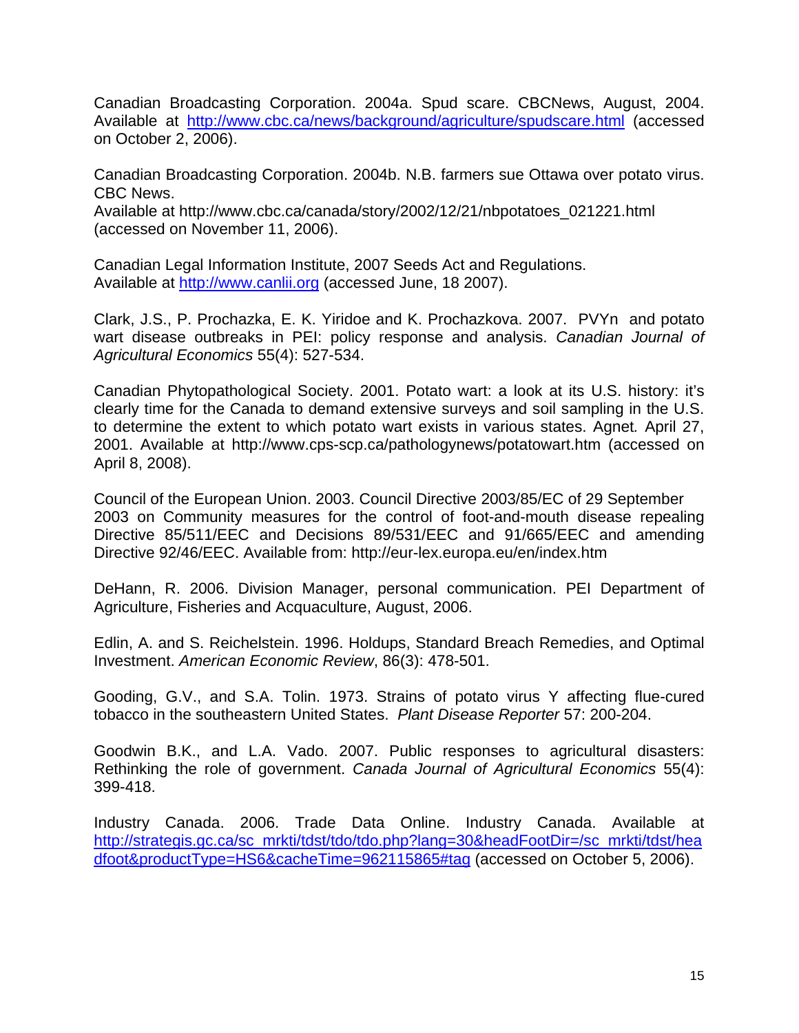Canadian Broadcasting Corporation. 2004a. Spud scare. CBCNews, August, 2004. Available at http://www.cbc.ca/news/background/agriculture/spudscare.html (accessed on October 2, 2006).

Canadian Broadcasting Corporation. 2004b. N.B. farmers sue Ottawa over potato virus. CBC News.
Available at http://www.cbc.ca/canada/story/2002/12/21/nbpotatoes_021221.html (accessed on November 11, 2006).

Canadian Legal Information Institute, 2007 Seeds Act and Regulations.
Available at http://www.canlii.org (accessed June, 18 2007).

Clark, J.S., P. Prochazka, E. K. Yiridoe and K. Prochazkova. 2007. PVYn and potato wart disease outbreaks in PEI: policy response and analysis. *Canadian Journal of Agricultural Economics* 55(4): 527-534.

Canadian Phytopathological Society. 2001. Potato wart: a look at its U.S. history: it's clearly time for the Canada to demand extensive surveys and soil sampling in the U.S. to determine the extent to which potato wart exists in various states. Agnet*.* April 27, 2001. Available at http://www.cps-scp.ca/pathologynews/potatowart.htm (accessed on April 8, 2008).

Council of the European Union. 2003. Council Directive 2003/85/EC of 29 September 2003 on Community measures for the control of foot-and-mouth disease repealing Directive 85/511/EEC and Decisions 89/531/EEC and 91/665/EEC and amending Directive 92/46/EEC. Available from: http://eur-lex.europa.eu/en/index.htm

DeHann, R. 2006. Division Manager, personal communication. PEI Department of Agriculture, Fisheries and Acquaculture, August, 2006.

Edlin, A. and S. Reichelstein. 1996. Holdups, Standard Breach Remedies, and Optimal Investment. *American Economic Review*, 86(3): 478-501.

Gooding, G.V., and S.A. Tolin. 1973. Strains of potato virus Y affecting flue-cured tobacco in the southeastern United States. *Plant Disease Reporter* 57: 200-204.

Goodwin B.K., and L.A. Vado. 2007. Public responses to agricultural disasters: Rethinking the role of government. *Canada Journal of Agricultural Economics* 55(4): 399-418.

Industry Canada. 2006. Trade Data Online. Industry Canada. Available at http://strategis.gc.ca/sc_mrkti/tdst/tdo/tdo.php?lang=30&headFootDir=/sc_mrkti/tdst/headfoot&productType=HS6&cacheTime=962115865#tag (accessed on October 5, 2006).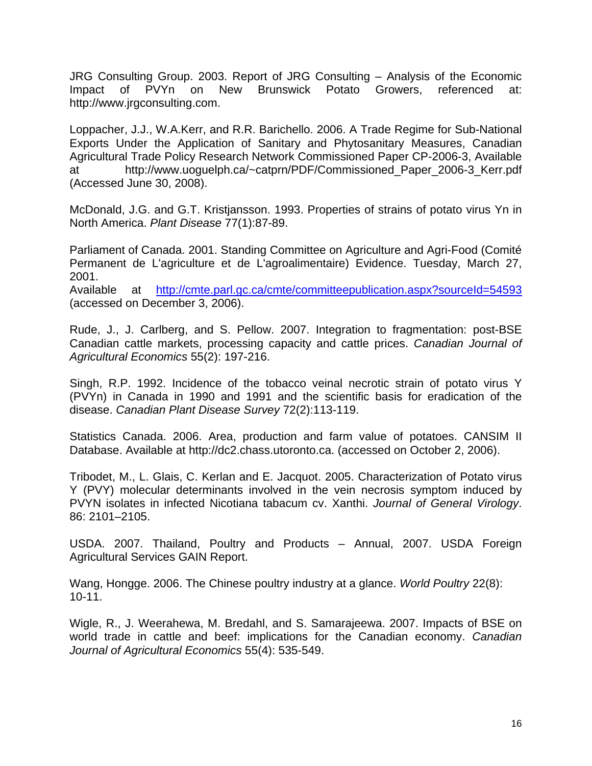JRG Consulting Group. 2003. Report of JRG Consulting – Analysis of the Economic Impact of PVYn on New Brunswick Potato Growers, referenced at: http://www.jrgconsulting.com.

Loppacher, J.J., W.A.Kerr, and R.R. Barichello. 2006. A Trade Regime for Sub-National Exports Under the Application of Sanitary and Phytosanitary Measures, Canadian Agricultural Trade Policy Research Network Commissioned Paper CP-2006-3, Available at http://www.uoguelph.ca/~catprn/PDF/Commissioned_Paper_2006-3_Kerr.pdf (Accessed June 30, 2008).

McDonald, J.G. and G.T. Kristjansson. 1993. Properties of strains of potato virus Yn in North America. *Plant Disease* 77(1):87-89.

Parliament of Canada. 2001. Standing Committee on Agriculture and Agri-Food (Comité Permanent de L'agriculture et de L'agroalimentaire) Evidence. Tuesday, March 27, 2001.
Available at http://cmte.parl.gc.ca/cmte/committeepublication.aspx?sourceId=54593 (accessed on December 3, 2006).

Rude, J., J. Carlberg, and S. Pellow. 2007. Integration to fragmentation: post-BSE Canadian cattle markets, processing capacity and cattle prices. *Canadian Journal of Agricultural Economics* 55(2): 197-216.

Singh, R.P. 1992. Incidence of the tobacco veinal necrotic strain of potato virus Y (PVYn) in Canada in 1990 and 1991 and the scientific basis for eradication of the disease. *Canadian Plant Disease Survey* 72(2):113-119.

Statistics Canada. 2006. Area, production and farm value of potatoes. CANSIM II Database. Available at http://dc2.chass.utoronto.ca. (accessed on October 2, 2006).

Tribodet, M., L. Glais, C. Kerlan and E. Jacquot. 2005. Characterization of Potato virus Y (PVY) molecular determinants involved in the vein necrosis symptom induced by PVYN isolates in infected Nicotiana tabacum cv. Xanthi. *Journal of General Virology*. 86: 2101–2105.

USDA. 2007. Thailand, Poultry and Products – Annual, 2007. USDA Foreign Agricultural Services GAIN Report.

Wang, Hongge. 2006. The Chinese poultry industry at a glance. *World Poultry* 22(8): 10-11.

Wigle, R., J. Weerahewa, M. Bredahl, and S. Samarajeewa. 2007. Impacts of BSE on world trade in cattle and beef: implications for the Canadian economy. *Canadian Journal of Agricultural Economics* 55(4): 535-549.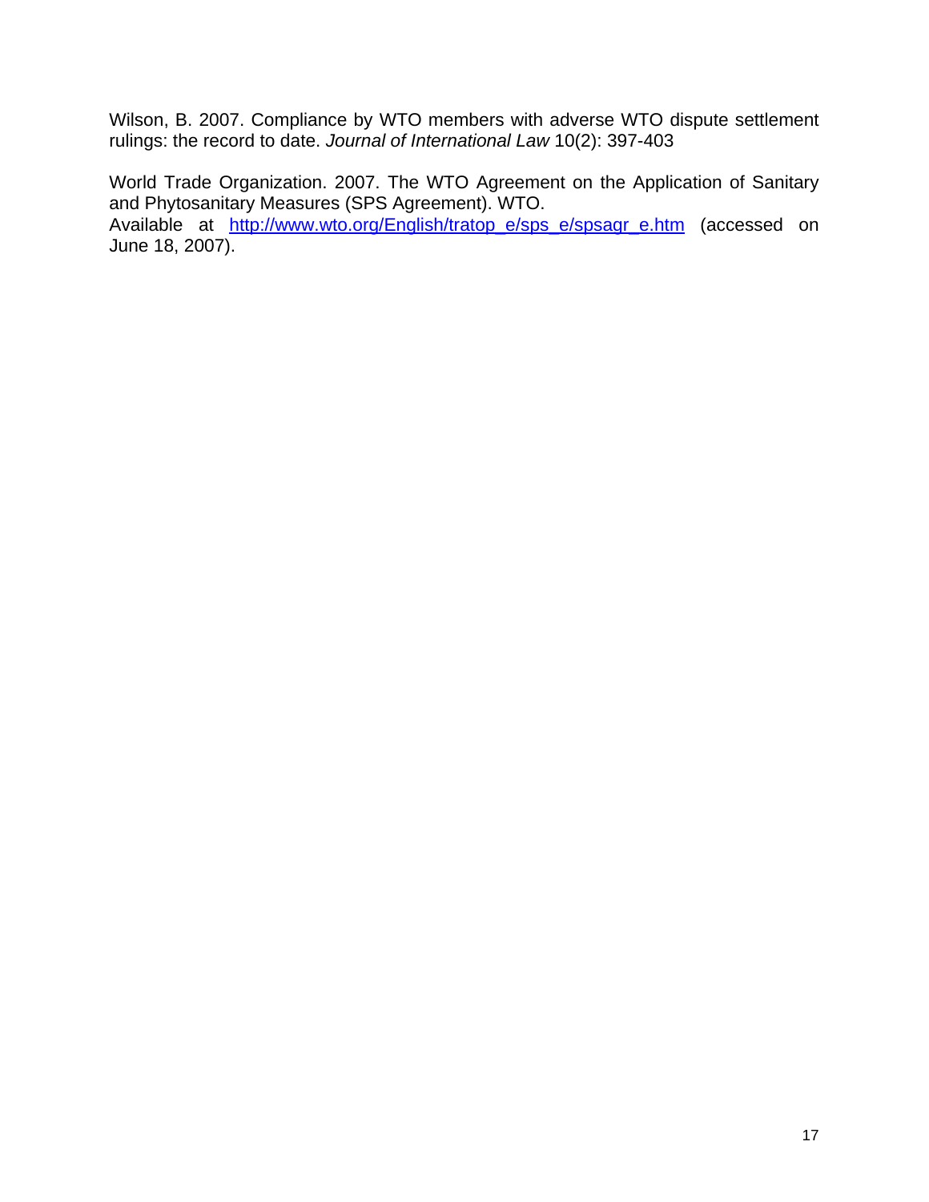Wilson, B. 2007. Compliance by WTO members with adverse WTO dispute settlement rulings: the record to date. *Journal of International Law* 10(2): 397-403

World Trade Organization. 2007. The WTO Agreement on the Application of Sanitary and Phytosanitary Measures (SPS Agreement). WTO.
Available at http://www.wto.org/English/tratop_e/sps_e/spsagr_e.htm (accessed on June 18, 2007).